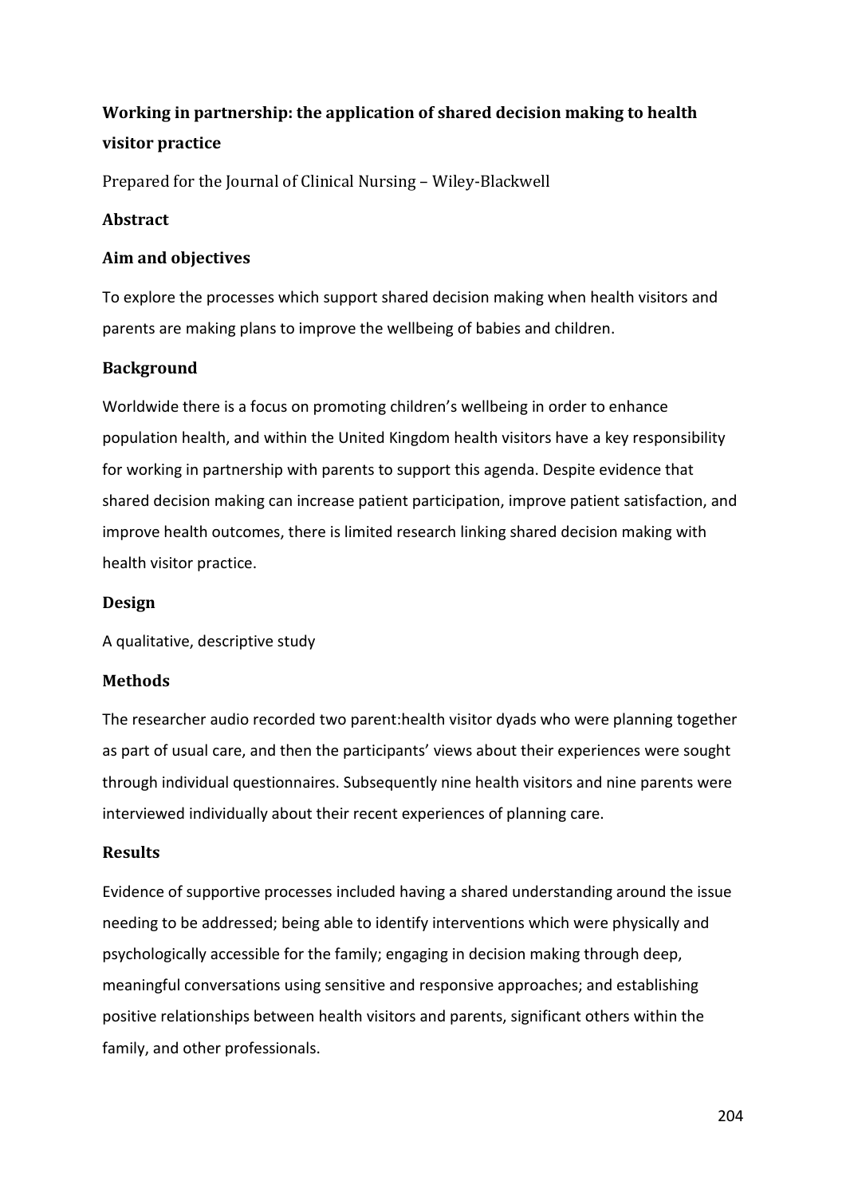# Working in partnership: the application of shared decision making to health visitor practice

Prepared for the Journal of Clinical Nursing – Wiley-Blackwell

## Abstract

### Aim and objectives

To explore the processes which support shared decision making when health visitors and parents are making plans to improve the wellbeing of babies and children.

### Background

Worldwide there is a focus on promoting children's wellbeing in order to enhance population health, and within the United Kingdom health visitors have a key responsibility for working in partnership with parents to support this agenda. Despite evidence that shared decision making can increase patient participation, improve patient satisfaction, and improve health outcomes, there is limited research linking shared decision making with health visitor practice.

### Design

A qualitative, descriptive study

### Methods

The researcher audio recorded two parent:health visitor dyads who were planning together as part of usual care, and then the participants' views about their experiences were sought through individual questionnaires. Subsequently nine health visitors and nine parents were interviewed individually about their recent experiences of planning care.

### Results

Evidence of supportive processes included having a shared understanding around the issue needing to be addressed; being able to identify interventions which were physically and psychologically accessible for the family; engaging in decision making through deep, meaningful conversations using sensitive and responsive approaches; and establishing positive relationships between health visitors and parents, significant others within the family, and other professionals.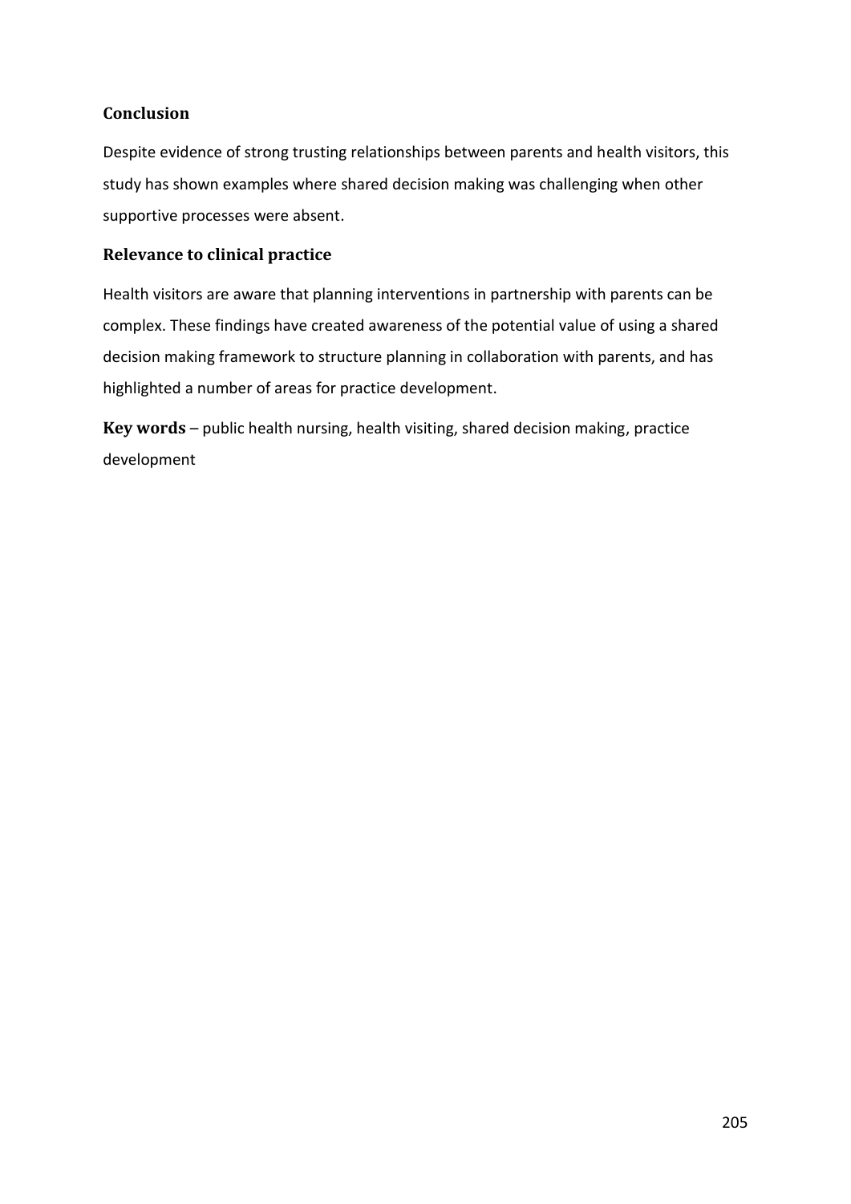## Conclusion

Despite evidence of strong trusting relationships between parents and health visitors, this study has shown examples where shared decision making was challenging when other supportive processes were absent.

## Relevance to clinical practice

Health visitors are aware that planning interventions in partnership with parents can be complex. These findings have created awareness of the potential value of using a shared decision making framework to structure planning in collaboration with parents, and has highlighted a number of areas for practice development.

**Key words** – public health nursing, health visiting, shared decision making, practice development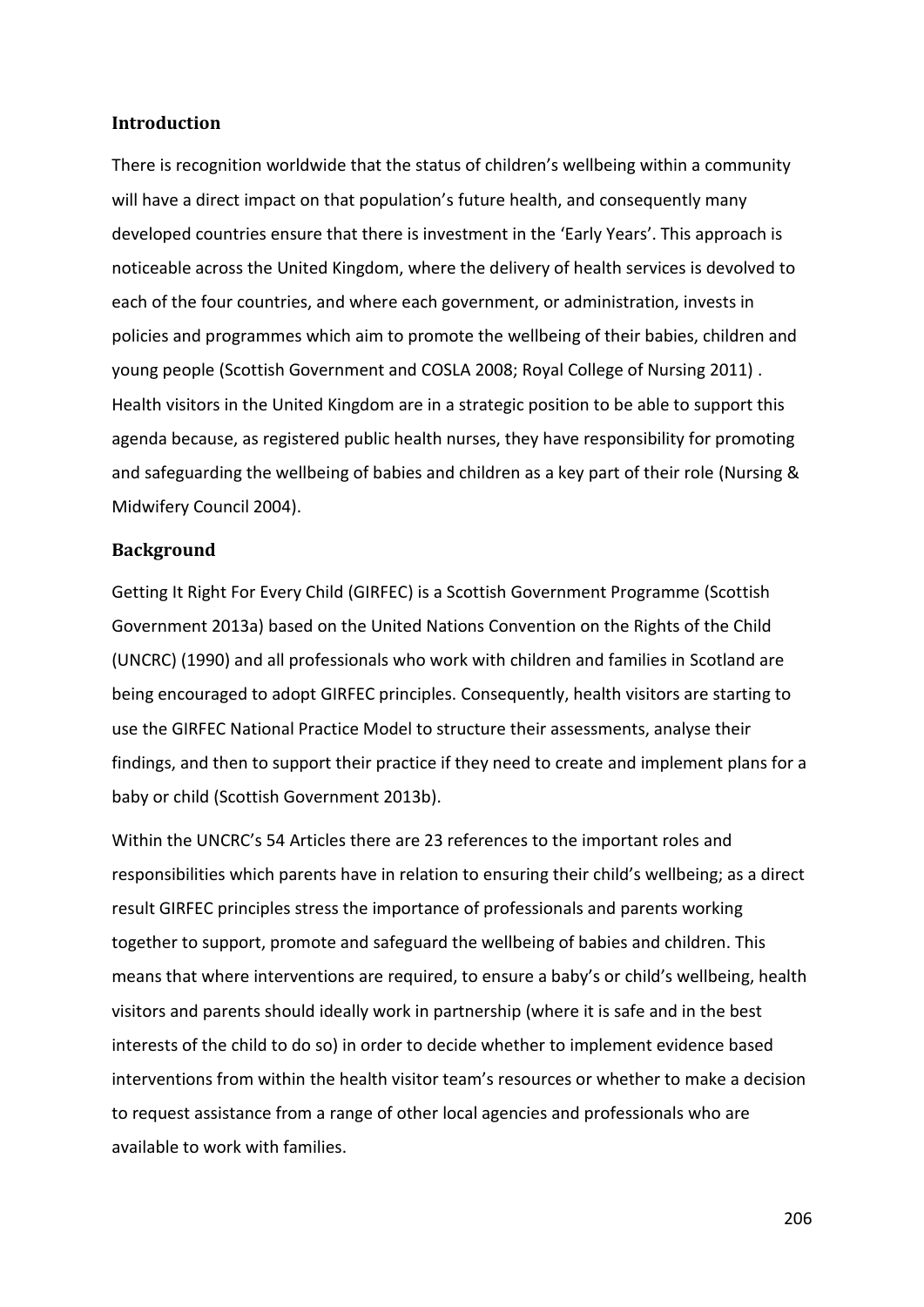## Introduction

There is recognition worldwide that the status of children's wellbeing within a community will have a direct impact on that population's future health, and consequently many developed countries ensure that there is investment in the 'Early Years'. This approach is noticeable across the United Kingdom, where the delivery of health services is devolved to each of the four countries, and where each government, or administration, invests in policies and programmes which aim to promote the wellbeing of their babies, children and young people (Scottish Government and COSLA 2008; Royal College of Nursing 2011) . Health visitors in the United Kingdom are in a strategic position to be able to support this agenda because, as registered public health nurses, they have responsibility for promoting and safeguarding the wellbeing of babies and children as a key part of their role (Nursing & Midwifery Council 2004).

## Background

Getting It Right For Every Child (GIRFEC) is a Scottish Government Programme (Scottish Government 2013a) based on the United Nations Convention on the Rights of the Child (UNCRC) (1990) and all professionals who work with children and families in Scotland are being encouraged to adopt GIRFEC principles. Consequently, health visitors are starting to use the GIRFEC National Practice Model to structure their assessments, analyse their findings, and then to support their practice if they need to create and implement plans for a baby or child (Scottish Government 2013b).

Within the UNCRC's 54 Articles there are 23 references to the important roles and responsibilities which parents have in relation to ensuring their child's wellbeing; as a direct result GIRFEC principles stress the importance of professionals and parents working together to support, promote and safeguard the wellbeing of babies and children. This means that where interventions are required, to ensure a baby's or child's wellbeing, health visitors and parents should ideally work in partnership (where it is safe and in the best interests of the child to do so) in order to decide whether to implement evidence based interventions from within the health visitor team's resources or whether to make a decision to request assistance from a range of other local agencies and professionals who are available to work with families.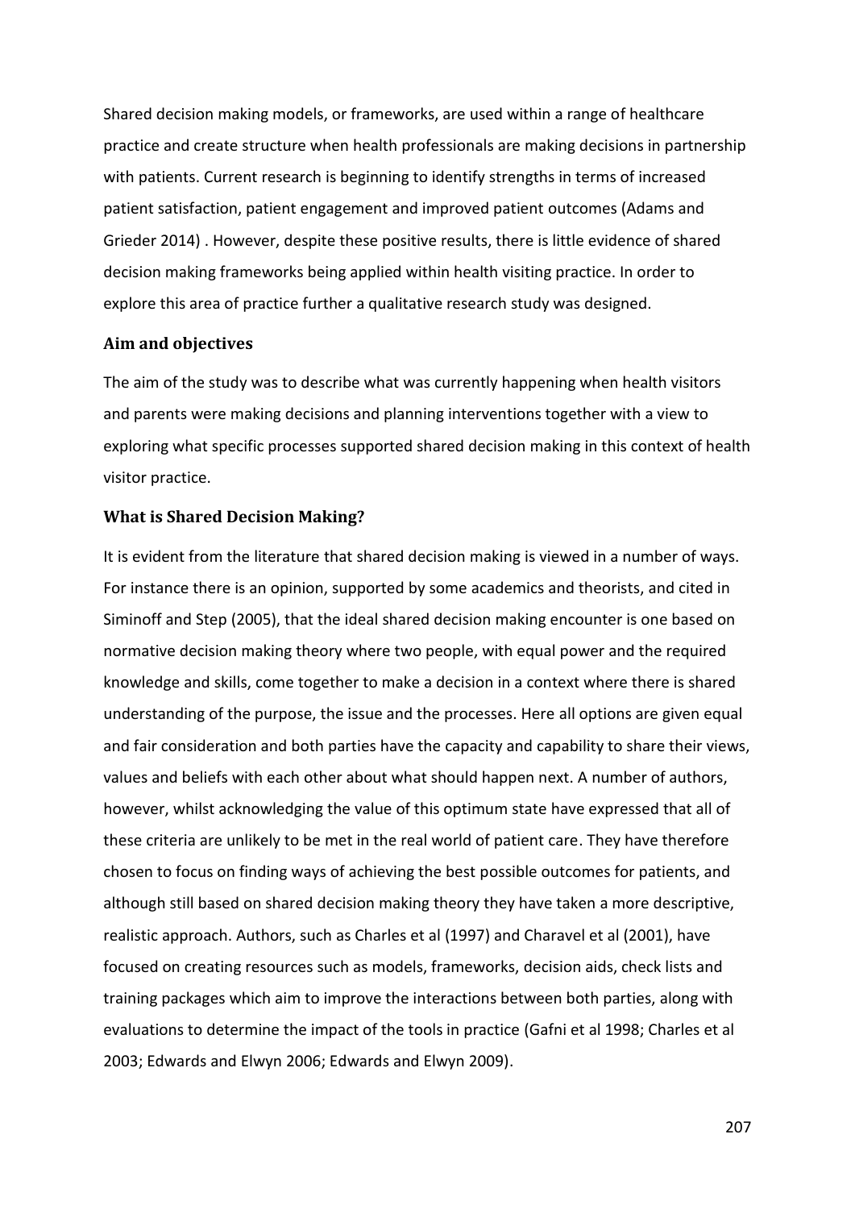Shared decision making models, or frameworks, are used within a range of healthcare practice and create structure when health professionals are making decisions in partnership with patients. Current research is beginning to identify strengths in terms of increased patient satisfaction, patient engagement and improved patient outcomes (Adams and Grieder 2014) . However, despite these positive results, there is little evidence of shared decision making frameworks being applied within health visiting practice. In order to explore this area of practice further a qualitative research study was designed.

### Aim and objectives

The aim of the study was to describe what was currently happening when health visitors and parents were making decisions and planning interventions together with a view to exploring what specific processes supported shared decision making in this context of health visitor practice.

### What is Shared Decision Making?

It is evident from the literature that shared decision making is viewed in a number of ways. For instance there is an opinion, supported by some academics and theorists, and cited in Siminoff and Step (2005), that the ideal shared decision making encounter is one based on normative decision making theory where two people, with equal power and the required knowledge and skills, come together to make a decision in a context where there is shared understanding of the purpose, the issue and the processes. Here all options are given equal and fair consideration and both parties have the capacity and capability to share their views, values and beliefs with each other about what should happen next. A number of authors, however, whilst acknowledging the value of this optimum state have expressed that all of these criteria are unlikely to be met in the real world of patient care. They have therefore chosen to focus on finding ways of achieving the best possible outcomes for patients, and although still based on shared decision making theory they have taken a more descriptive, realistic approach. Authors, such as Charles et al (1997) and Charavel et al (2001), have focused on creating resources such as models, frameworks, decision aids, check lists and training packages which aim to improve the interactions between both parties, along with evaluations to determine the impact of the tools in practice (Gafni et al 1998; Charles et al 2003; Edwards and Elwyn 2006; Edwards and Elwyn 2009).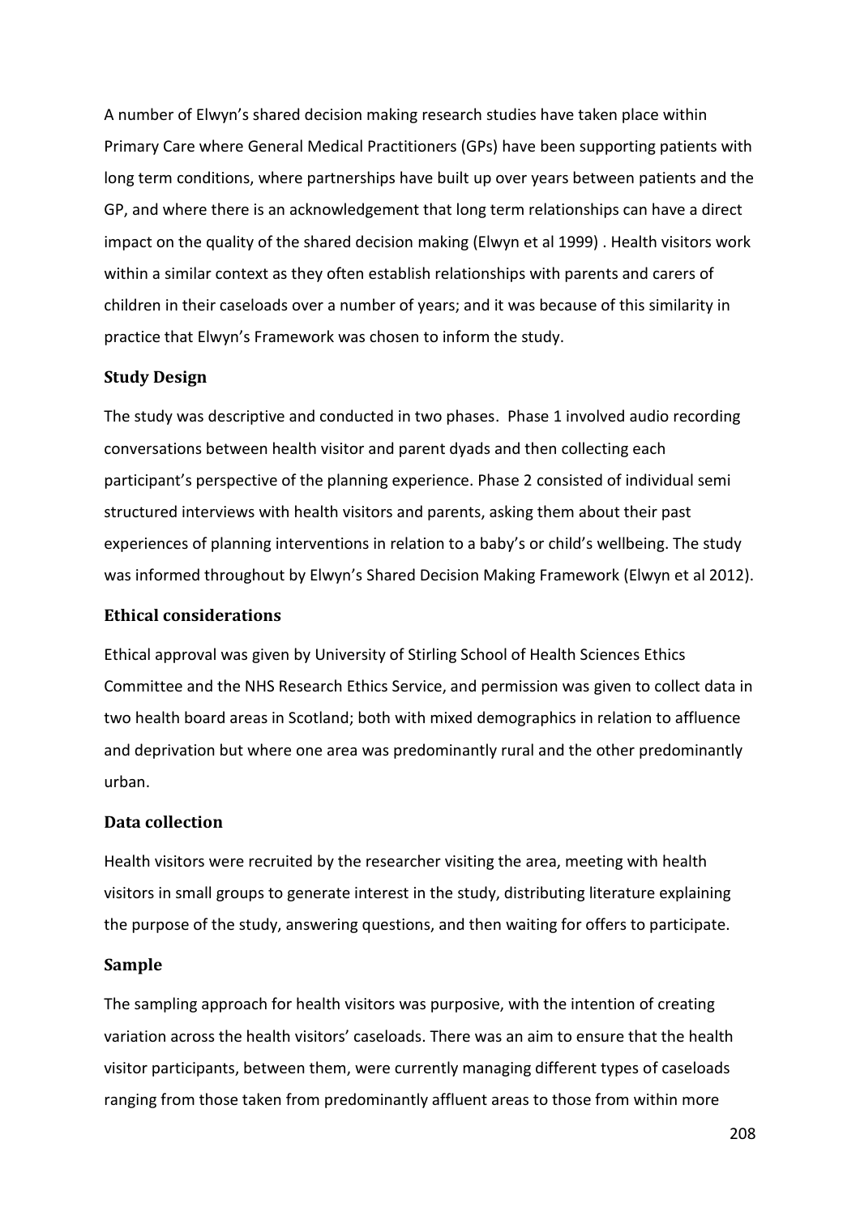A number of Elwyn's shared decision making research studies have taken place within Primary Care where General Medical Practitioners (GPs) have been supporting patients with long term conditions, where partnerships have built up over years between patients and the GP, and where there is an acknowledgement that long term relationships can have a direct impact on the quality of the shared decision making (Elwyn et al 1999) . Health visitors work within a similar context as they often establish relationships with parents and carers of children in their caseloads over a number of years; and it was because of this similarity in practice that Elwyn's Framework was chosen to inform the study.

### Study Design

The study was descriptive and conducted in two phases. Phase 1 involved audio recording conversations between health visitor and parent dyads and then collecting each participant's perspective of the planning experience. Phase 2 consisted of individual semi structured interviews with health visitors and parents, asking them about their past experiences of planning interventions in relation to a baby's or child's wellbeing. The study was informed throughout by Elwyn's Shared Decision Making Framework (Elwyn et al 2012).

### Ethical considerations

Ethical approval was given by University of Stirling School of Health Sciences Ethics Committee and the NHS Research Ethics Service, and permission was given to collect data in two health board areas in Scotland; both with mixed demographics in relation to affluence and deprivation but where one area was predominantly rural and the other predominantly urban.

### Data collection

Health visitors were recruited by the researcher visiting the area, meeting with health visitors in small groups to generate interest in the study, distributing literature explaining the purpose of the study, answering questions, and then waiting for offers to participate.

### Sample

The sampling approach for health visitors was purposive, with the intention of creating variation across the health visitors' caseloads. There was an aim to ensure that the health visitor participants, between them, were currently managing different types of caseloads ranging from those taken from predominantly affluent areas to those from within more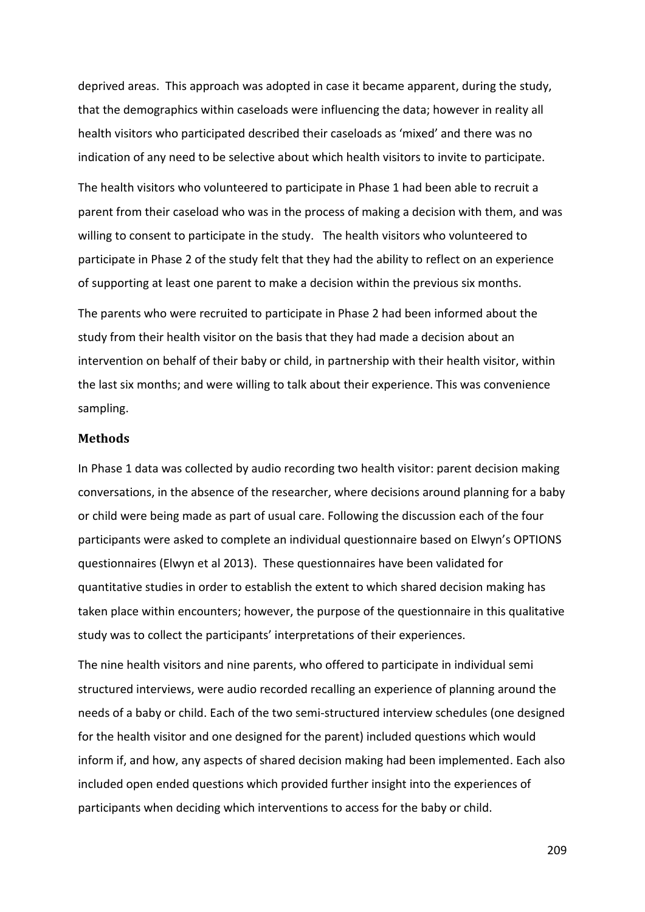deprived areas. This approach was adopted in case it became apparent, during the study, that the demographics within caseloads were influencing the data; however in reality all health visitors who participated described their caseloads as 'mixed' and there was no indication of any need to be selective about which health visitors to invite to participate.

The health visitors who volunteered to participate in Phase 1 had been able to recruit a parent from their caseload who was in the process of making a decision with them, and was willing to consent to participate in the study. The health visitors who volunteered to participate in Phase 2 of the study felt that they had the ability to reflect on an experience of supporting at least one parent to make a decision within the previous six months.

The parents who were recruited to participate in Phase 2 had been informed about the study from their health visitor on the basis that they had made a decision about an intervention on behalf of their baby or child, in partnership with their health visitor, within the last six months; and were willing to talk about their experience. This was convenience sampling.

### Methods

In Phase 1 data was collected by audio recording two health visitor: parent decision making conversations, in the absence of the researcher, where decisions around planning for a baby or child were being made as part of usual care. Following the discussion each of the four participants were asked to complete an individual questionnaire based on Elwyn's OPTIONS questionnaires (Elwyn et al 2013). These questionnaires have been validated for quantitative studies in order to establish the extent to which shared decision making has taken place within encounters; however, the purpose of the questionnaire in this qualitative study was to collect the participants' interpretations of their experiences.

The nine health visitors and nine parents, who offered to participate in individual semi structured interviews, were audio recorded recalling an experience of planning around the needs of a baby or child. Each of the two semi-structured interview schedules (one designed for the health visitor and one designed for the parent) included questions which would inform if, and how, any aspects of shared decision making had been implemented. Each also included open ended questions which provided further insight into the experiences of participants when deciding which interventions to access for the baby or child.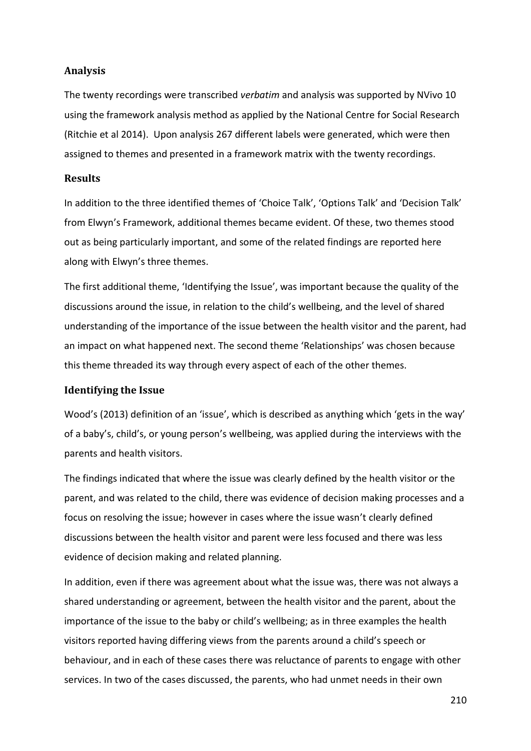## Analysis

The twenty recordings were transcribed *verbatim* and analysis was supported by NVivo 10 using the framework analysis method as applied by the National Centre for Social Research (Ritchie et al 2014). Upon analysis 267 different labels were generated, which were then assigned to themes and presented in a framework matrix with the twenty recordings.

## Results

In addition to the three identified themes of 'Choice Talk', 'Options Talk' and 'Decision Talk' from Elwyn's Framework, additional themes became evident. Of these, two themes stood out as being particularly important, and some of the related findings are reported here along with Elwyn's three themes.

The first additional theme, 'Identifying the Issue', was important because the quality of the discussions around the issue, in relation to the child's wellbeing, and the level of shared understanding of the importance of the issue between the health visitor and the parent, had an impact on what happened next. The second theme 'Relationships' was chosen because this theme threaded its way through every aspect of each of the other themes.

### Identifying the Issue

Wood's (2013) definition of an 'issue', which is described as anything which 'gets in the way' of a baby's, child's, or young person's wellbeing, was applied during the interviews with the parents and health visitors.

The findings indicated that where the issue was clearly defined by the health visitor or the parent, and was related to the child, there was evidence of decision making processes and a focus on resolving the issue; however in cases where the issue wasn't clearly defined discussions between the health visitor and parent were less focused and there was less evidence of decision making and related planning.

In addition, even if there was agreement about what the issue was, there was not always a shared understanding or agreement, between the health visitor and the parent, about the importance of the issue to the baby or child's wellbeing; as in three examples the health visitors reported having differing views from the parents around a child's speech or behaviour, and in each of these cases there was reluctance of parents to engage with other services. In two of the cases discussed, the parents, who had unmet needs in their own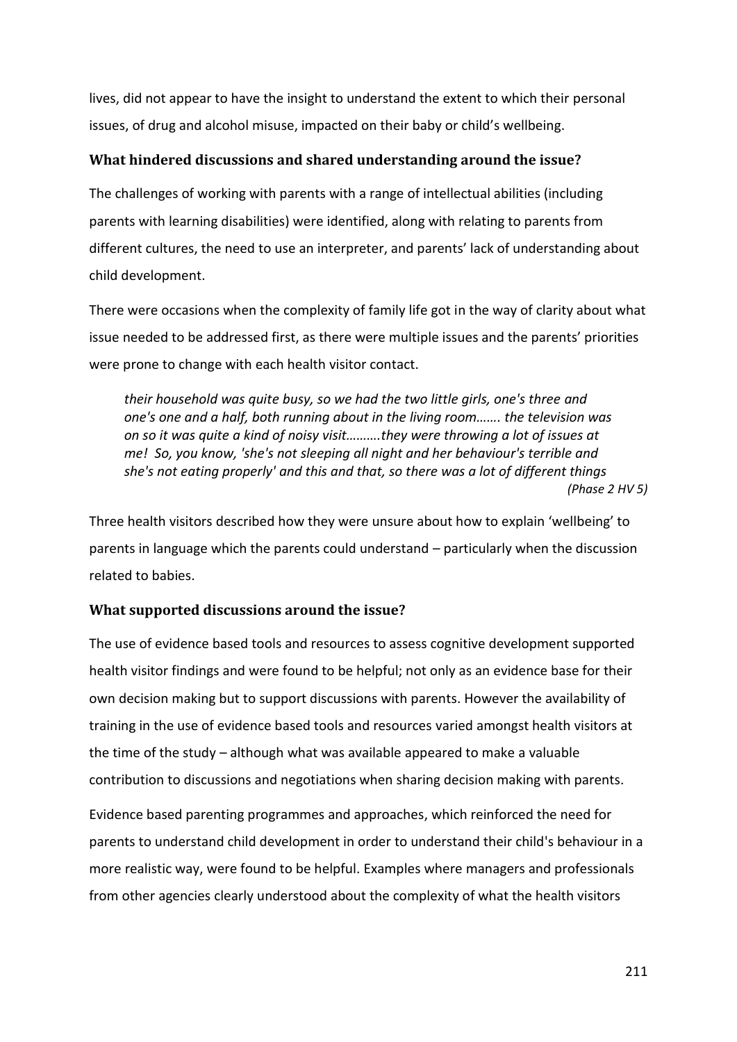lives, did not appear to have the insight to understand the extent to which their personal issues, of drug and alcohol misuse, impacted on their baby or child's wellbeing.

### What hindered discussions and shared understanding around the issue?

The challenges of working with parents with a range of intellectual abilities (including parents with learning disabilities) were identified, along with relating to parents from different cultures, the need to use an interpreter, and parents' lack of understanding about child development.

There were occasions when the complexity of family life got in the way of clarity about what issue needed to be addressed first, as there were multiple issues and the parents' priorities were prone to change with each health visitor contact.

> *their household was quite busy, so we had the two little girls, one's three and one's one and a half, both running about in the living room……. the television was on so it was quite a kind of noisy visit……….they were throwing a lot of issues at me! So, you know, 'she's not sleeping all night and her behaviour's terrible and she's not eating properly' and this and that, so there was a lot of different things* *(Phase 2 HV 5)*

Three health visitors described how they were unsure about how to explain 'wellbeing' to parents in language which the parents could understand – particularly when the discussion related to babies.

### What supported discussions around the issue?

The use of evidence based tools and resources to assess cognitive development supported health visitor findings and were found to be helpful; not only as an evidence base for their own decision making but to support discussions with parents. However the availability of training in the use of evidence based tools and resources varied amongst health visitors at the time of the study – although what was available appeared to make a valuable contribution to discussions and negotiations when sharing decision making with parents.

Evidence based parenting programmes and approaches, which reinforced the need for parents to understand child development in order to understand their child's behaviour in a more realistic way, were found to be helpful. Examples where managers and professionals from other agencies clearly understood about the complexity of what the health visitors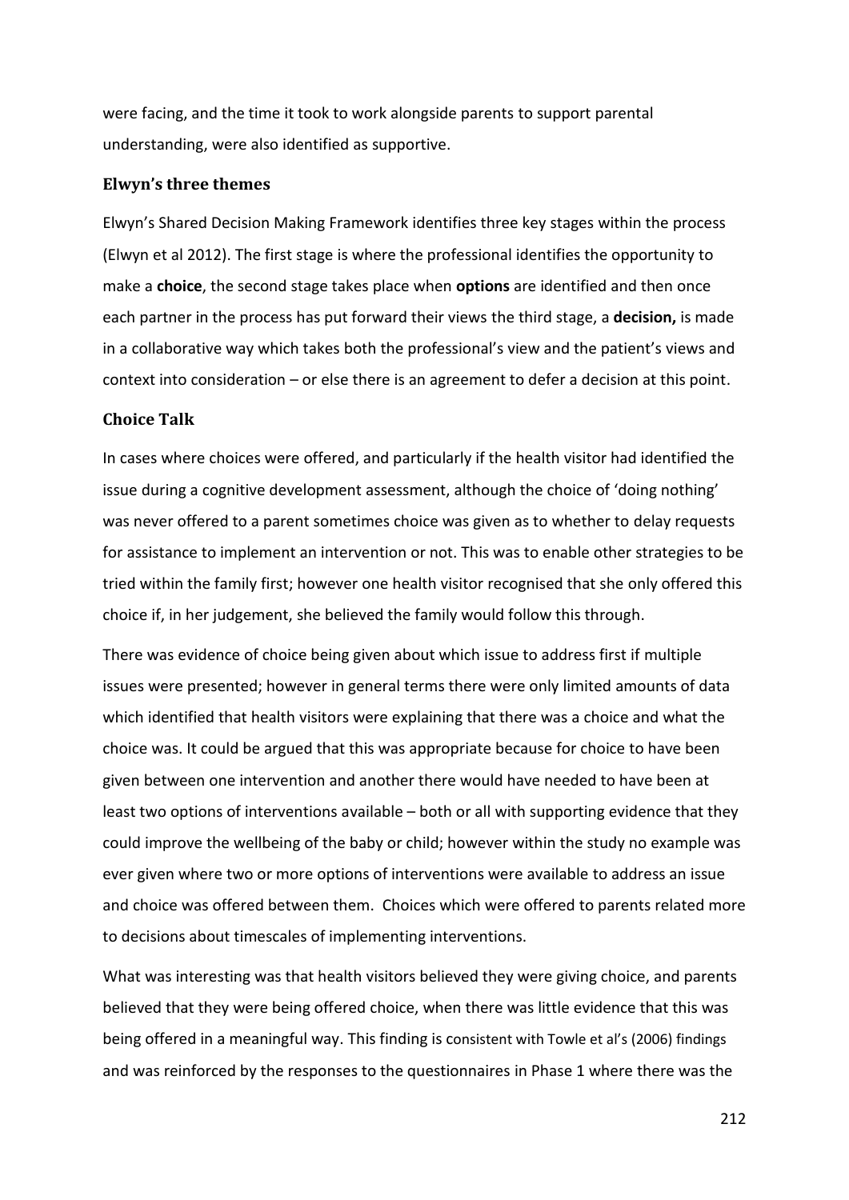were facing, and the time it took to work alongside parents to support parental understanding, were also identified as supportive.

### Elwyn's three themes

Elwyn's Shared Decision Making Framework identifies three key stages within the process (Elwyn et al 2012). The first stage is where the professional identifies the opportunity to make a **choice**, the second stage takes place when **options** are identified and then once each partner in the process has put forward their views the third stage, a **decision,** is made in a collaborative way which takes both the professional's view and the patient's views and context into consideration – or else there is an agreement to defer a decision at this point.

### Choice Talk

In cases where choices were offered, and particularly if the health visitor had identified the issue during a cognitive development assessment, although the choice of 'doing nothing' was never offered to a parent sometimes choice was given as to whether to delay requests for assistance to implement an intervention or not. This was to enable other strategies to be tried within the family first; however one health visitor recognised that she only offered this choice if, in her judgement, she believed the family would follow this through.

There was evidence of choice being given about which issue to address first if multiple issues were presented; however in general terms there were only limited amounts of data which identified that health visitors were explaining that there was a choice and what the choice was. It could be argued that this was appropriate because for choice to have been given between one intervention and another there would have needed to have been at least two options of interventions available – both or all with supporting evidence that they could improve the wellbeing of the baby or child; however within the study no example was ever given where two or more options of interventions were available to address an issue and choice was offered between them. Choices which were offered to parents related more to decisions about timescales of implementing interventions.

What was interesting was that health visitors believed they were giving choice, and parents believed that they were being offered choice, when there was little evidence that this was being offered in a meaningful way. This finding is consistent with Towle et al's (2006) findings and was reinforced by the responses to the questionnaires in Phase 1 where there was the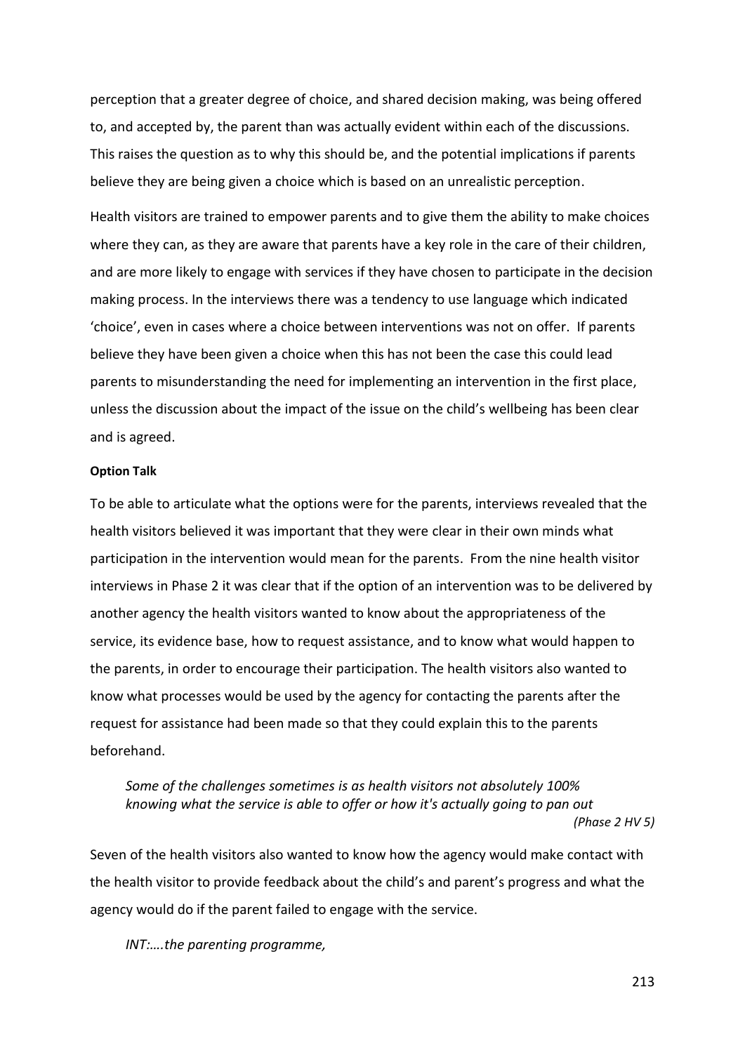perception that a greater degree of choice, and shared decision making, was being offered to, and accepted by, the parent than was actually evident within each of the discussions. This raises the question as to why this should be, and the potential implications if parents believe they are being given a choice which is based on an unrealistic perception.

Health visitors are trained to empower parents and to give them the ability to make choices where they can, as they are aware that parents have a key role in the care of their children, and are more likely to engage with services if they have chosen to participate in the decision making process. In the interviews there was a tendency to use language which indicated 'choice', even in cases where a choice between interventions was not on offer. If parents believe they have been given a choice when this has not been the case this could lead parents to misunderstanding the need for implementing an intervention in the first place, unless the discussion about the impact of the issue on the child's wellbeing has been clear and is agreed.

**Option Talk**

To be able to articulate what the options were for the parents, interviews revealed that the health visitors believed it was important that they were clear in their own minds what participation in the intervention would mean for the parents. From the nine health visitor interviews in Phase 2 it was clear that if the option of an intervention was to be delivered by another agency the health visitors wanted to know about the appropriateness of the service, its evidence base, how to request assistance, and to know what would happen to the parents, in order to encourage their participation. The health visitors also wanted to know what processes would be used by the agency for contacting the parents after the request for assistance had been made so that they could explain this to the parents beforehand.

> *Some of the challenges sometimes is as health visitors not absolutely 100% knowing what the service is able to offer or how it's actually going to pan out*
> *(Phase 2 HV 5)*

Seven of the health visitors also wanted to know how the agency would make contact with the health visitor to provide feedback about the child's and parent's progress and what the agency would do if the parent failed to engage with the service.

> *INT:….the parenting programme,*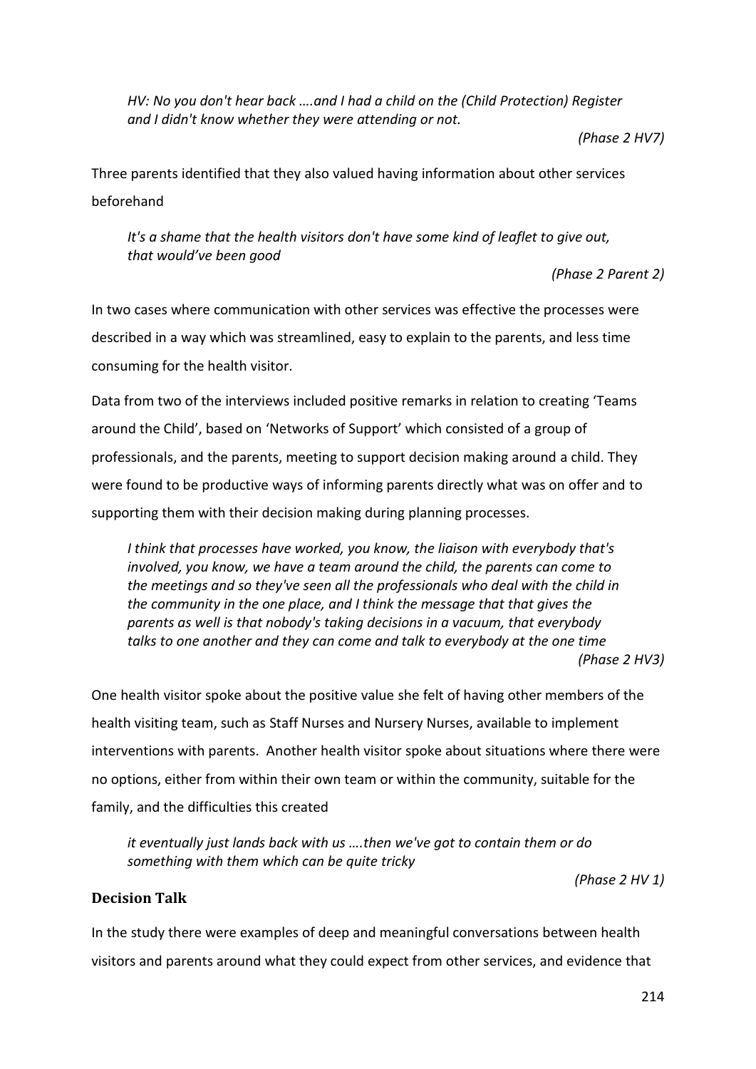*HV: No you don't hear back ….and I had a child on the (Child Protection) Register and I didn't know whether they were attending or not.*

*(Phase 2 HV7)*

Three parents identified that they also valued having information about other services beforehand

*It's a shame that the health visitors don't have some kind of leaflet to give out, that would've been good*

*(Phase 2 Parent 2)*

In two cases where communication with other services was effective the processes were described in a way which was streamlined, easy to explain to the parents, and less time consuming for the health visitor.

Data from two of the interviews included positive remarks in relation to creating 'Teams around the Child', based on 'Networks of Support' which consisted of a group of professionals, and the parents, meeting to support decision making around a child. They were found to be productive ways of informing parents directly what was on offer and to supporting them with their decision making during planning processes.

*I think that processes have worked, you know, the liaison with everybody that's involved, you know, we have a team around the child, the parents can come to the meetings and so they've seen all the professionals who deal with the child in the community in the one place, and I think the message that that gives the parents as well is that nobody's taking decisions in a vacuum, that everybody talks to one another and they can come and talk to everybody at the one time*

*(Phase 2 HV3)*

One health visitor spoke about the positive value she felt of having other members of the health visiting team, such as Staff Nurses and Nursery Nurses, available to implement interventions with parents. Another health visitor spoke about situations where there were no options, either from within their own team or within the community, suitable for the family, and the difficulties this created

*it eventually just lands back with us ….then we've got to contain them or do something with them which can be quite tricky*

*(Phase 2 HV 1)*

### Decision Talk

In the study there were examples of deep and meaningful conversations between health visitors and parents around what they could expect from other services, and evidence that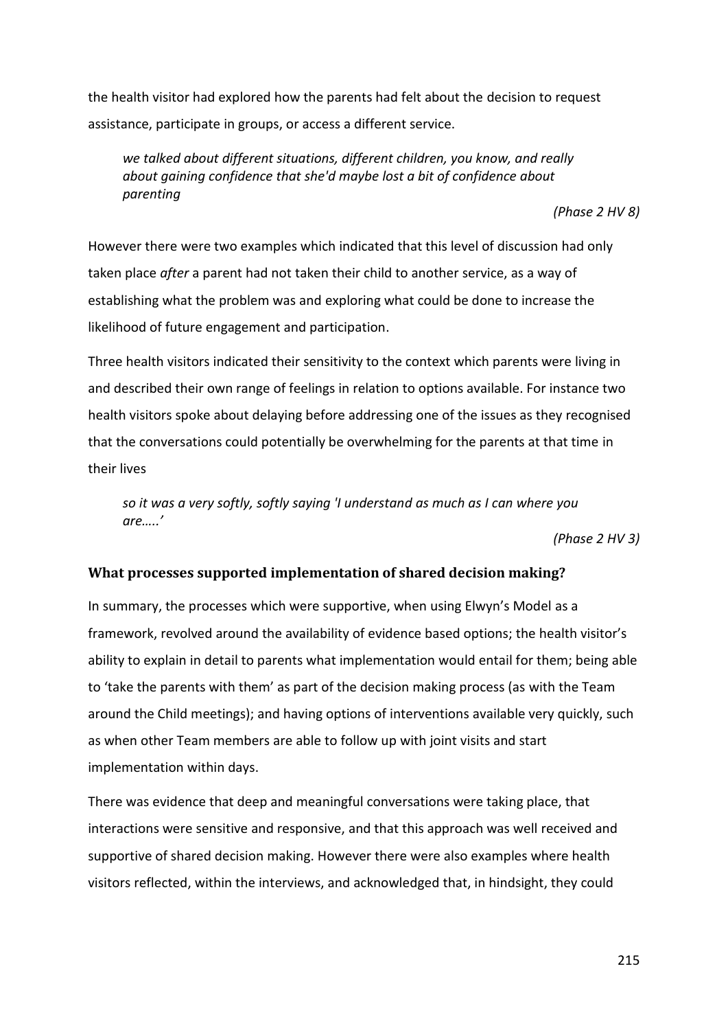the health visitor had explored how the parents had felt about the decision to request assistance, participate in groups, or access a different service.

> *we talked about different situations, different children, you know, and really about gaining confidence that she'd maybe lost a bit of confidence about parenting*
>
> *(Phase 2 HV 8)*

However there were two examples which indicated that this level of discussion had only taken place *after* a parent had not taken their child to another service, as a way of establishing what the problem was and exploring what could be done to increase the likelihood of future engagement and participation.

Three health visitors indicated their sensitivity to the context which parents were living in and described their own range of feelings in relation to options available. For instance two health visitors spoke about delaying before addressing one of the issues as they recognised that the conversations could potentially be overwhelming for the parents at that time in their lives

> *so it was a very softly, softly saying 'I understand as much as I can where you are…..'*
>
> *(Phase 2 HV 3)*

### What processes supported implementation of shared decision making?

In summary, the processes which were supportive, when using Elwyn's Model as a framework, revolved around the availability of evidence based options; the health visitor's ability to explain in detail to parents what implementation would entail for them; being able to 'take the parents with them' as part of the decision making process (as with the Team around the Child meetings); and having options of interventions available very quickly, such as when other Team members are able to follow up with joint visits and start implementation within days.

There was evidence that deep and meaningful conversations were taking place, that interactions were sensitive and responsive, and that this approach was well received and supportive of shared decision making. However there were also examples where health visitors reflected, within the interviews, and acknowledged that, in hindsight, they could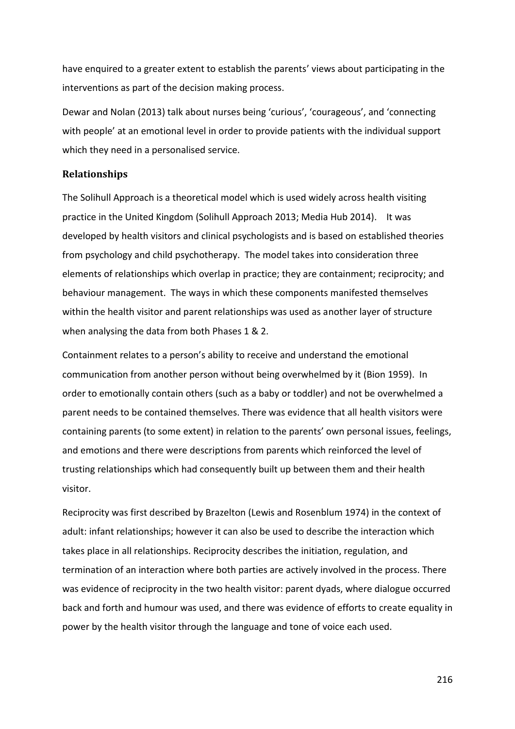have enquired to a greater extent to establish the parents' views about participating in the interventions as part of the decision making process.

Dewar and Nolan (2013) talk about nurses being 'curious', 'courageous', and 'connecting with people' at an emotional level in order to provide patients with the individual support which they need in a personalised service.

### Relationships

The Solihull Approach is a theoretical model which is used widely across health visiting practice in the United Kingdom (Solihull Approach 2013; Media Hub 2014). It was developed by health visitors and clinical psychologists and is based on established theories from psychology and child psychotherapy. The model takes into consideration three elements of relationships which overlap in practice; they are containment; reciprocity; and behaviour management. The ways in which these components manifested themselves within the health visitor and parent relationships was used as another layer of structure when analysing the data from both Phases 1 & 2.

Containment relates to a person's ability to receive and understand the emotional communication from another person without being overwhelmed by it (Bion 1959). In order to emotionally contain others (such as a baby or toddler) and not be overwhelmed a parent needs to be contained themselves. There was evidence that all health visitors were containing parents (to some extent) in relation to the parents' own personal issues, feelings, and emotions and there were descriptions from parents which reinforced the level of trusting relationships which had consequently built up between them and their health visitor.

Reciprocity was first described by Brazelton (Lewis and Rosenblum 1974) in the context of adult: infant relationships; however it can also be used to describe the interaction which takes place in all relationships. Reciprocity describes the initiation, regulation, and termination of an interaction where both parties are actively involved in the process. There was evidence of reciprocity in the two health visitor: parent dyads, where dialogue occurred back and forth and humour was used, and there was evidence of efforts to create equality in power by the health visitor through the language and tone of voice each used.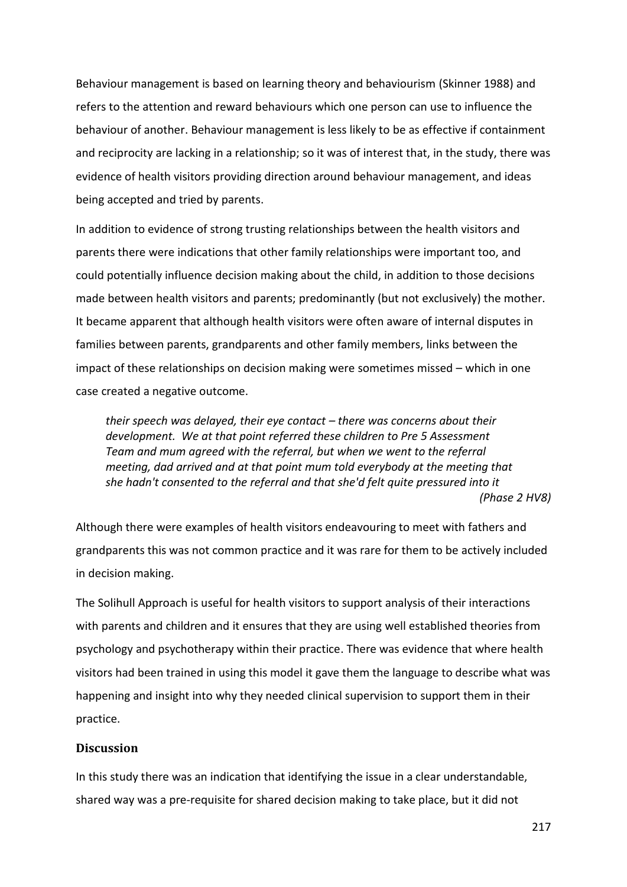Behaviour management is based on learning theory and behaviourism (Skinner 1988) and refers to the attention and reward behaviours which one person can use to influence the behaviour of another. Behaviour management is less likely to be as effective if containment and reciprocity are lacking in a relationship; so it was of interest that, in the study, there was evidence of health visitors providing direction around behaviour management, and ideas being accepted and tried by parents.

In addition to evidence of strong trusting relationships between the health visitors and parents there were indications that other family relationships were important too, and could potentially influence decision making about the child, in addition to those decisions made between health visitors and parents; predominantly (but not exclusively) the mother. It became apparent that although health visitors were often aware of internal disputes in families between parents, grandparents and other family members, links between the impact of these relationships on decision making were sometimes missed – which in one case created a negative outcome.

> *their speech was delayed, their eye contact – there was concerns about their development. We at that point referred these children to Pre 5 Assessment Team and mum agreed with the referral, but when we went to the referral meeting, dad arrived and at that point mum told everybody at the meeting that she hadn't consented to the referral and that she'd felt quite pressured into it*
> *(Phase 2 HV8)*

Although there were examples of health visitors endeavouring to meet with fathers and grandparents this was not common practice and it was rare for them to be actively included in decision making.

The Solihull Approach is useful for health visitors to support analysis of their interactions with parents and children and it ensures that they are using well established theories from psychology and psychotherapy within their practice. There was evidence that where health visitors had been trained in using this model it gave them the language to describe what was happening and insight into why they needed clinical supervision to support them in their practice.

## Discussion

In this study there was an indication that identifying the issue in a clear understandable, shared way was a pre-requisite for shared decision making to take place, but it did not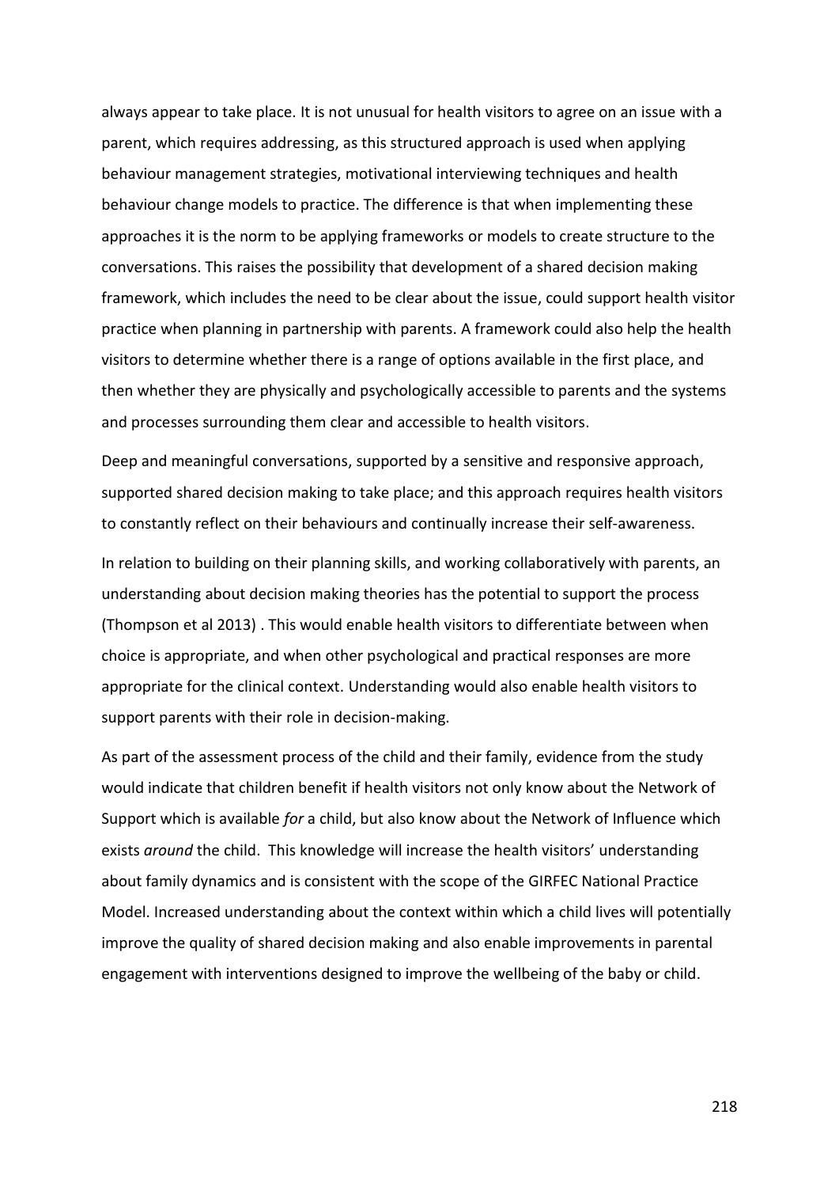always appear to take place. It is not unusual for health visitors to agree on an issue with a parent, which requires addressing, as this structured approach is used when applying behaviour management strategies, motivational interviewing techniques and health behaviour change models to practice. The difference is that when implementing these approaches it is the norm to be applying frameworks or models to create structure to the conversations. This raises the possibility that development of a shared decision making framework, which includes the need to be clear about the issue, could support health visitor practice when planning in partnership with parents. A framework could also help the health visitors to determine whether there is a range of options available in the first place, and then whether they are physically and psychologically accessible to parents and the systems and processes surrounding them clear and accessible to health visitors.

Deep and meaningful conversations, supported by a sensitive and responsive approach, supported shared decision making to take place; and this approach requires health visitors to constantly reflect on their behaviours and continually increase their self-awareness.

In relation to building on their planning skills, and working collaboratively with parents, an understanding about decision making theories has the potential to support the process (Thompson et al 2013) . This would enable health visitors to differentiate between when choice is appropriate, and when other psychological and practical responses are more appropriate for the clinical context. Understanding would also enable health visitors to support parents with their role in decision-making.

As part of the assessment process of the child and their family, evidence from the study would indicate that children benefit if health visitors not only know about the Network of Support which is available *for* a child, but also know about the Network of Influence which exists *around* the child. This knowledge will increase the health visitors' understanding about family dynamics and is consistent with the scope of the GIRFEC National Practice Model. Increased understanding about the context within which a child lives will potentially improve the quality of shared decision making and also enable improvements in parental engagement with interventions designed to improve the wellbeing of the baby or child.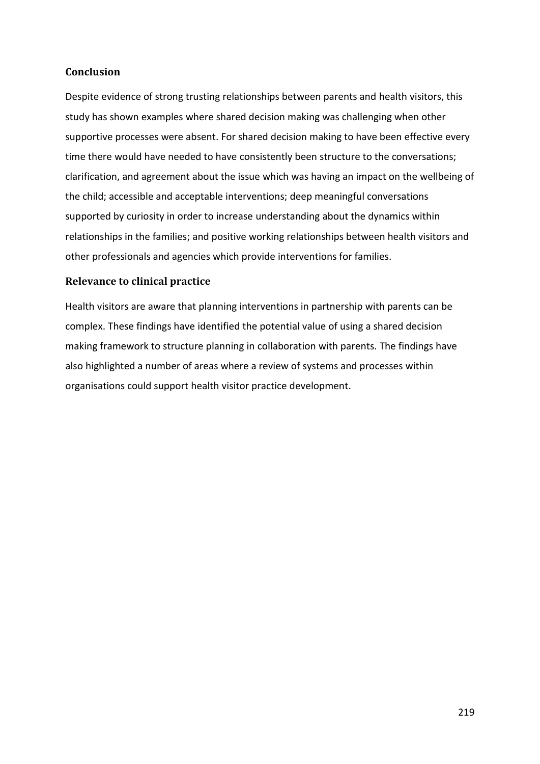## Conclusion

Despite evidence of strong trusting relationships between parents and health visitors, this study has shown examples where shared decision making was challenging when other supportive processes were absent. For shared decision making to have been effective every time there would have needed to have consistently been structure to the conversations; clarification, and agreement about the issue which was having an impact on the wellbeing of the child; accessible and acceptable interventions; deep meaningful conversations supported by curiosity in order to increase understanding about the dynamics within relationships in the families; and positive working relationships between health visitors and other professionals and agencies which provide interventions for families.

## Relevance to clinical practice

Health visitors are aware that planning interventions in partnership with parents can be complex. These findings have identified the potential value of using a shared decision making framework to structure planning in collaboration with parents. The findings have also highlighted a number of areas where a review of systems and processes within organisations could support health visitor practice development.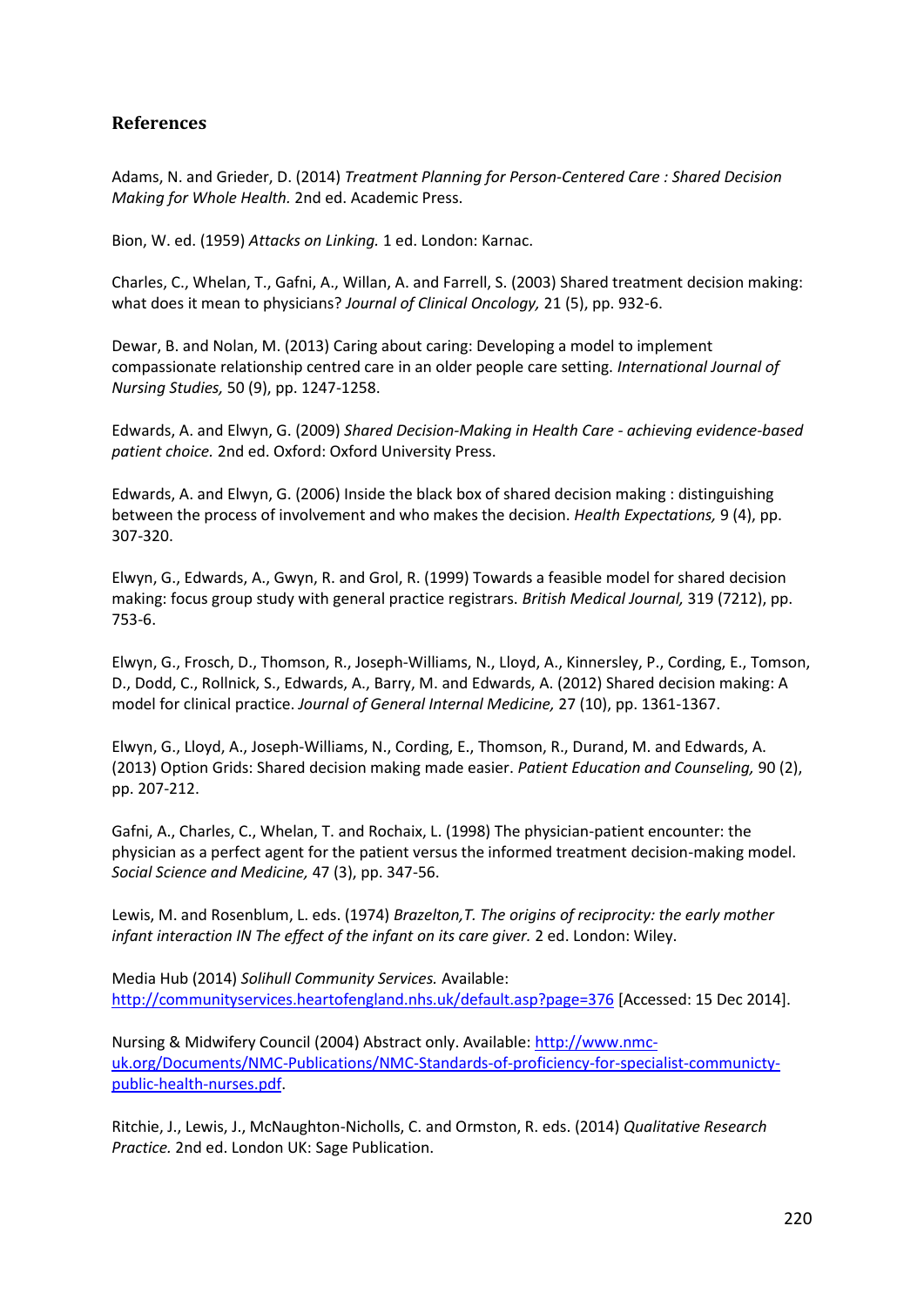## References

Adams, N. and Grieder, D. (2014) *Treatment Planning for Person-Centered Care : Shared Decision Making for Whole Health.* 2nd ed. Academic Press.

Bion, W. ed. (1959) *Attacks on Linking.* 1 ed. London: Karnac.

Charles, C., Whelan, T., Gafni, A., Willan, A. and Farrell, S. (2003) Shared treatment decision making: what does it mean to physicians? *Journal of Clinical Oncology,* 21 (5), pp. 932-6.

Dewar, B. and Nolan, M. (2013) Caring about caring: Developing a model to implement compassionate relationship centred care in an older people care setting. *International Journal of Nursing Studies,* 50 (9), pp. 1247-1258.

Edwards, A. and Elwyn, G. (2009) *Shared Decision-Making in Health Care - achieving evidence-based patient choice.* 2nd ed. Oxford: Oxford University Press.

Edwards, A. and Elwyn, G. (2006) Inside the black box of shared decision making : distinguishing between the process of involvement and who makes the decision. *Health Expectations,* 9 (4), pp. 307-320.

Elwyn, G., Edwards, A., Gwyn, R. and Grol, R. (1999) Towards a feasible model for shared decision making: focus group study with general practice registrars. *British Medical Journal,* 319 (7212), pp. 753-6.

Elwyn, G., Frosch, D., Thomson, R., Joseph-Williams, N., Lloyd, A., Kinnersley, P., Cording, E., Tomson, D., Dodd, C., Rollnick, S., Edwards, A., Barry, M. and Edwards, A. (2012) Shared decision making: A model for clinical practice. *Journal of General Internal Medicine,* 27 (10), pp. 1361-1367.

Elwyn, G., Lloyd, A., Joseph-Williams, N., Cording, E., Thomson, R., Durand, M. and Edwards, A. (2013) Option Grids: Shared decision making made easier. *Patient Education and Counseling,* 90 (2), pp. 207-212.

Gafni, A., Charles, C., Whelan, T. and Rochaix, L. (1998) The physician-patient encounter: the physician as a perfect agent for the patient versus the informed treatment decision-making model. *Social Science and Medicine,* 47 (3), pp. 347-56.

Lewis, M. and Rosenblum, L. eds. (1974) *Brazelton,T. The origins of reciprocity: the early mother infant interaction IN The effect of the infant on its care giver.* 2 ed. London: Wiley.

Media Hub (2014) *Solihull Community Services.* Available: http://communityservices.heartofengland.nhs.uk/default.asp?page=376 [Accessed: 15 Dec 2014].

Nursing & Midwifery Council (2004) Abstract only. Available: http://www.nmc-uk.org/Documents/NMC-Publications/NMC-Standards-of-proficiency-for-specialist-communicty-public-health-nurses.pdf.

Ritchie, J., Lewis, J., McNaughton-Nicholls, C. and Ormston, R. eds. (2014) *Qualitative Research Practice.* 2nd ed. London UK: Sage Publication.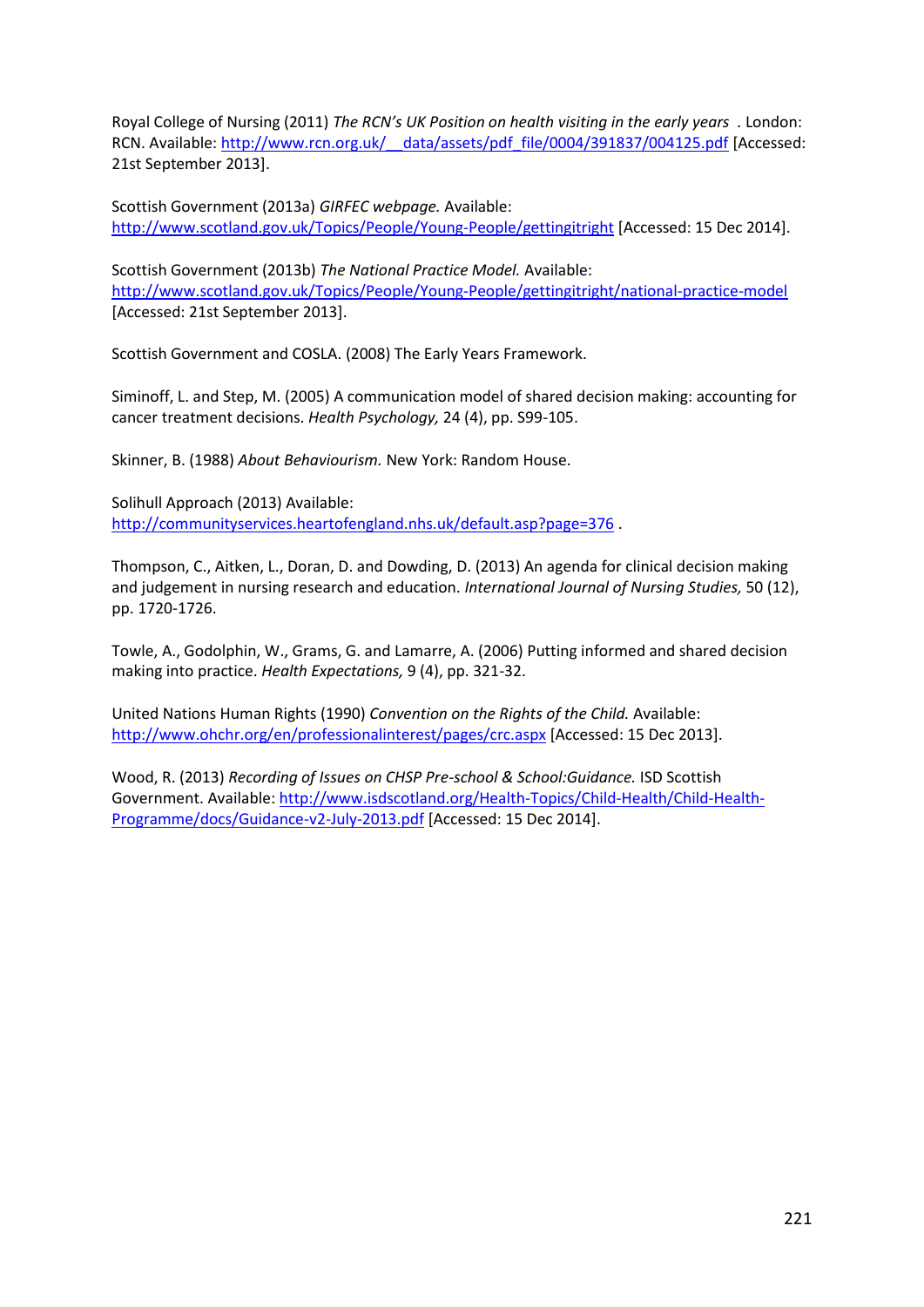Royal College of Nursing (2011) *The RCN's UK Position on health visiting in the early years* . London: RCN. Available: http://www.rcn.org.uk/__data/assets/pdf_file/0004/391837/004125.pdf [Accessed: 21st September 2013].

Scottish Government (2013a) *GIRFEC webpage.* Available: http://www.scotland.gov.uk/Topics/People/Young-People/gettingitright [Accessed: 15 Dec 2014].

Scottish Government (2013b) *The National Practice Model.* Available: http://www.scotland.gov.uk/Topics/People/Young-People/gettingitright/national-practice-model [Accessed: 21st September 2013].

Scottish Government and COSLA. (2008) The Early Years Framework.

Siminoff, L. and Step, M. (2005) A communication model of shared decision making: accounting for cancer treatment decisions. *Health Psychology,* 24 (4), pp. S99-105.

Skinner, B. (1988) *About Behaviourism.* New York: Random House.

Solihull Approach (2013) Available: http://communityservices.heartofengland.nhs.uk/default.asp?page=376 .

Thompson, C., Aitken, L., Doran, D. and Dowding, D. (2013) An agenda for clinical decision making and judgement in nursing research and education. *International Journal of Nursing Studies,* 50 (12), pp. 1720-1726.

Towle, A., Godolphin, W., Grams, G. and Lamarre, A. (2006) Putting informed and shared decision making into practice. *Health Expectations,* 9 (4), pp. 321-32.

United Nations Human Rights (1990) *Convention on the Rights of the Child.* Available: http://www.ohchr.org/en/professionalinterest/pages/crc.aspx [Accessed: 15 Dec 2013].

Wood, R. (2013) *Recording of Issues on CHSP Pre-school & School:Guidance.* ISD Scottish Government. Available: http://www.isdscotland.org/Health-Topics/Child-Health/Child-Health-Programme/docs/Guidance-v2-July-2013.pdf [Accessed: 15 Dec 2014].